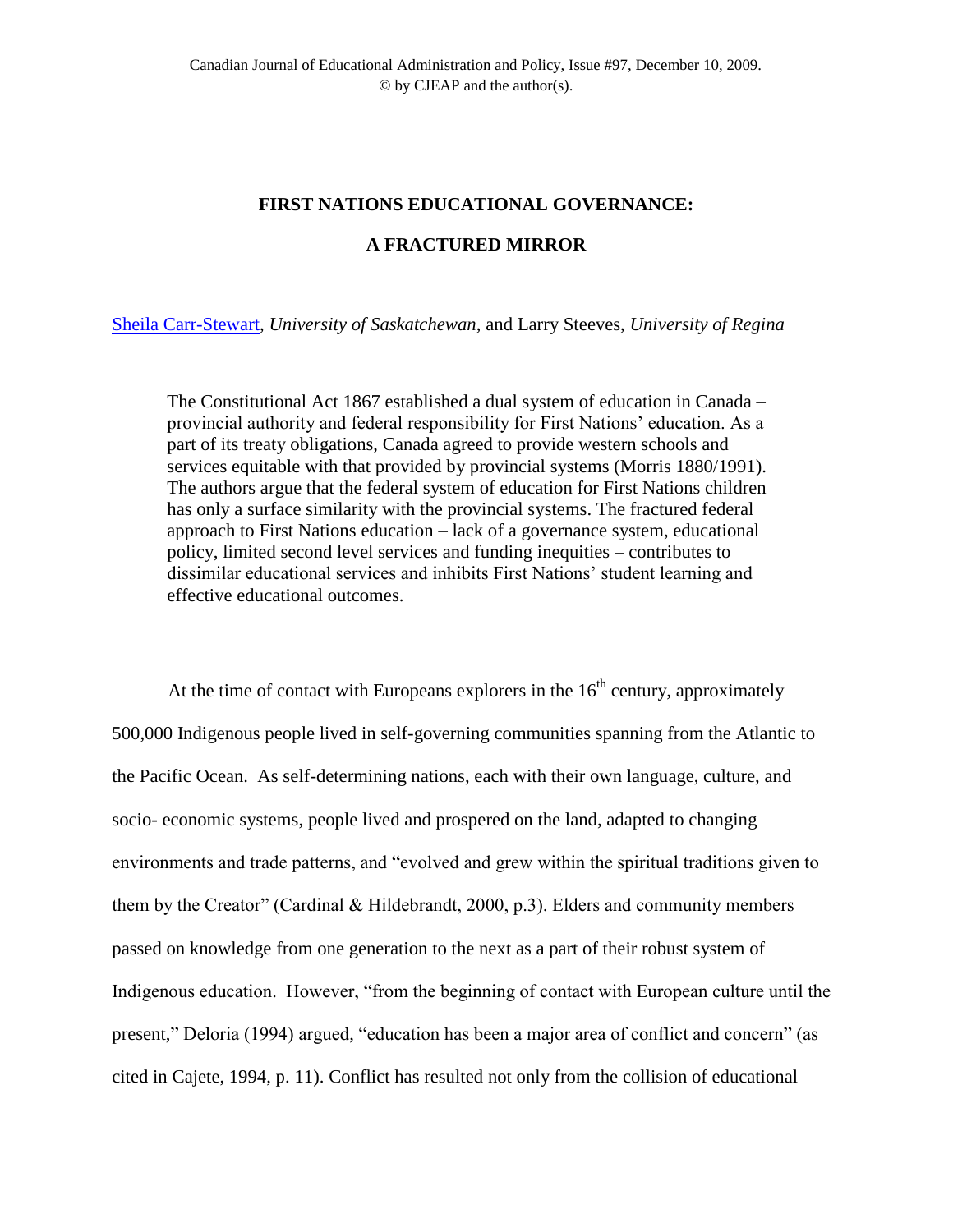Canadian Journal of Educational Administration and Policy, Issue #97, December 10, 2009.
© by CJEAP and the author(s).

# FIRST NATIONS EDUCATIONAL GOVERNANCE:

# A FRACTURED MIRROR

[Sheila Carr-Stewart](#), *University of Saskatchewan*, and Larry Steeves, *University of Regina*

> The Constitutional Act 1867 established a dual system of education in Canada – provincial authority and federal responsibility for First Nations' education. As a part of its treaty obligations, Canada agreed to provide western schools and services equitable with that provided by provincial systems (Morris 1880/1991). The authors argue that the federal system of education for First Nations children has only a surface similarity with the provincial systems. The fractured federal approach to First Nations education – lack of a governance system, educational policy, limited second level services and funding inequities – contributes to dissimilar educational services and inhibits First Nations' student learning and effective educational outcomes.

At the time of contact with Europeans explorers in the 16th century, approximately 500,000 Indigenous people lived in self-governing communities spanning from the Atlantic to the Pacific Ocean. As self-determining nations, each with their own language, culture, and socio- economic systems, people lived and prospered on the land, adapted to changing environments and trade patterns, and "evolved and grew within the spiritual traditions given to them by the Creator" (Cardinal & Hildebrandt, 2000, p.3). Elders and community members passed on knowledge from one generation to the next as a part of their robust system of Indigenous education. However, "from the beginning of contact with European culture until the present," Deloria (1994) argued, "education has been a major area of conflict and concern" (as cited in Cajete, 1994, p. 11). Conflict has resulted not only from the collision of educational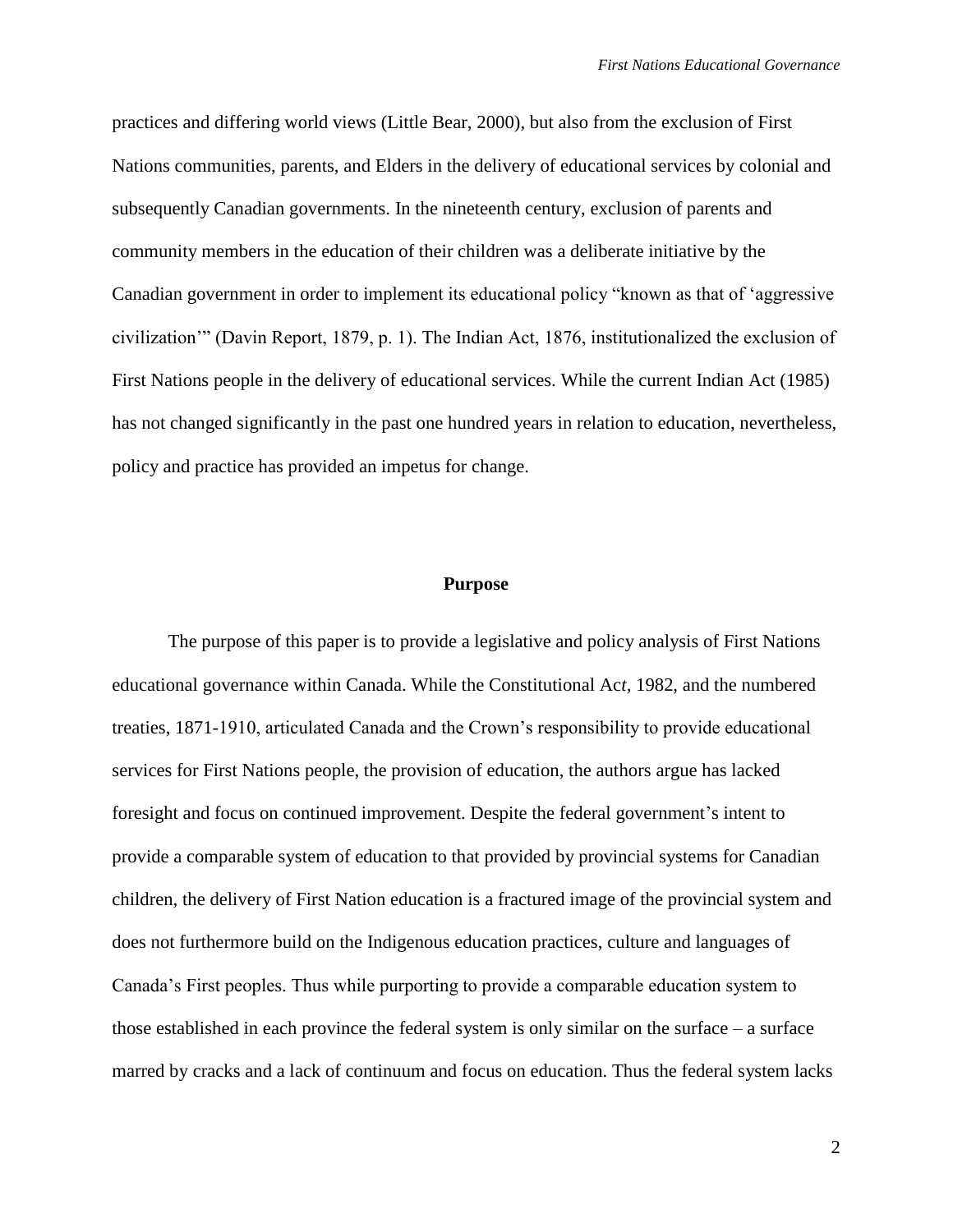practices and differing world views (Little Bear, 2000), but also from the exclusion of First Nations communities, parents, and Elders in the delivery of educational services by colonial and subsequently Canadian governments. In the nineteenth century, exclusion of parents and community members in the education of their children was a deliberate initiative by the Canadian government in order to implement its educational policy "known as that of 'aggressive civilization'" (Davin Report, 1879, p. 1). The Indian Act, 1876, institutionalized the exclusion of First Nations people in the delivery of educational services. While the current Indian Act (1985) has not changed significantly in the past one hundred years in relation to education, nevertheless, policy and practice has provided an impetus for change.

## Purpose

The purpose of this paper is to provide a legislative and policy analysis of First Nations educational governance within Canada. While the Constitutional Act, 1982, and the numbered treaties, 1871-1910, articulated Canada and the Crown's responsibility to provide educational services for First Nations people, the provision of education, the authors argue has lacked foresight and focus on continued improvement. Despite the federal government's intent to provide a comparable system of education to that provided by provincial systems for Canadian children, the delivery of First Nation education is a fractured image of the provincial system and does not furthermore build on the Indigenous education practices, culture and languages of Canada's First peoples. Thus while purporting to provide a comparable education system to those established in each province the federal system is only similar on the surface – a surface marred by cracks and a lack of continuum and focus on education. Thus the federal system lacks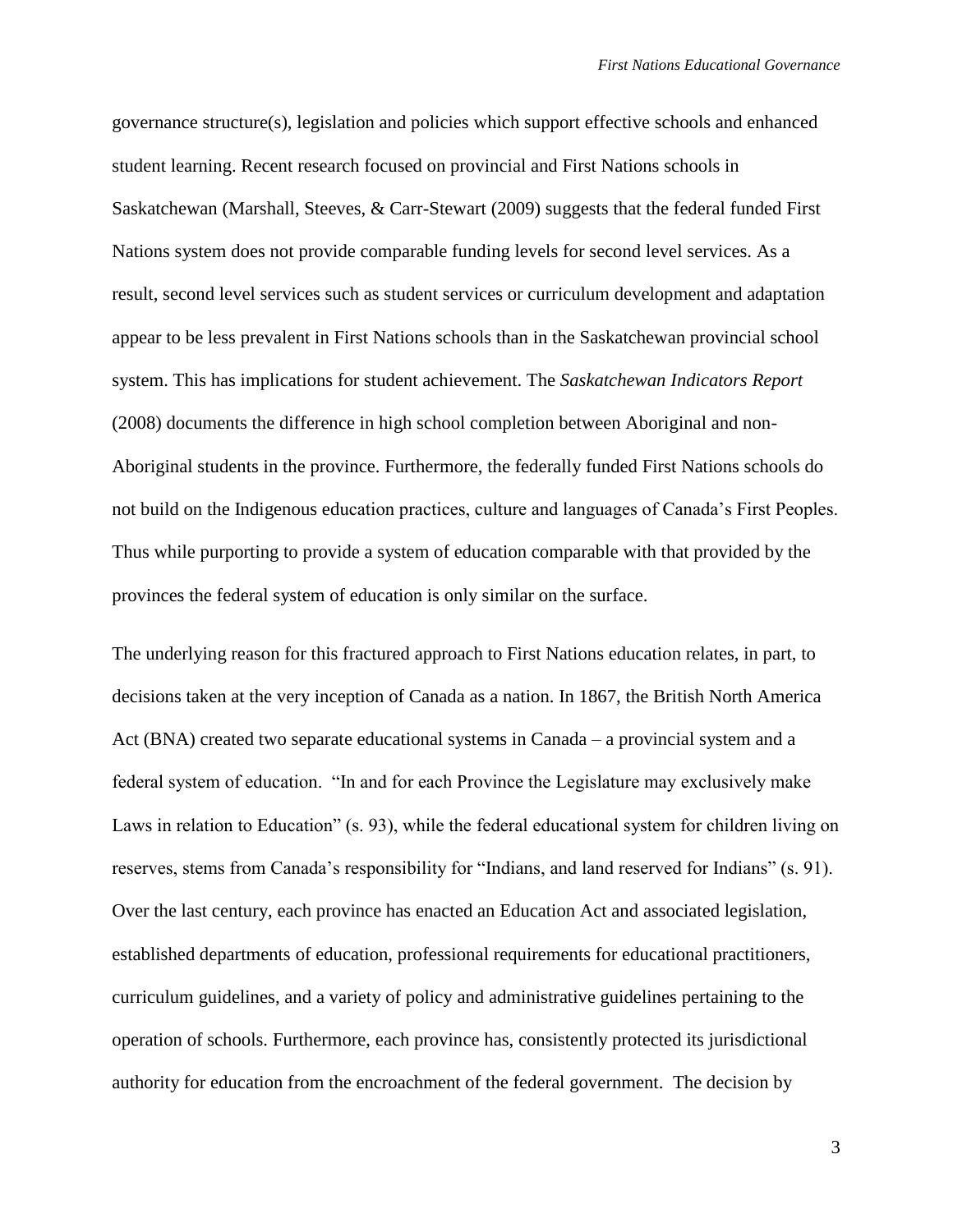governance structure(s), legislation and policies which support effective schools and enhanced student learning. Recent research focused on provincial and First Nations schools in Saskatchewan (Marshall, Steeves, & Carr-Stewart (2009) suggests that the federal funded First Nations system does not provide comparable funding levels for second level services. As a result, second level services such as student services or curriculum development and adaptation appear to be less prevalent in First Nations schools than in the Saskatchewan provincial school system. This has implications for student achievement. The *Saskatchewan Indicators Report* (2008) documents the difference in high school completion between Aboriginal and non-Aboriginal students in the province. Furthermore, the federally funded First Nations schools do not build on the Indigenous education practices, culture and languages of Canada's First Peoples. Thus while purporting to provide a system of education comparable with that provided by the provinces the federal system of education is only similar on the surface.

The underlying reason for this fractured approach to First Nations education relates, in part, to decisions taken at the very inception of Canada as a nation. In 1867, the British North America Act (BNA) created two separate educational systems in Canada – a provincial system and a federal system of education. "In and for each Province the Legislature may exclusively make Laws in relation to Education" (s. 93), while the federal educational system for children living on reserves, stems from Canada's responsibility for "Indians, and land reserved for Indians" (s. 91). Over the last century, each province has enacted an Education Act and associated legislation, established departments of education, professional requirements for educational practitioners, curriculum guidelines, and a variety of policy and administrative guidelines pertaining to the operation of schools. Furthermore, each province has, consistently protected its jurisdictional authority for education from the encroachment of the federal government. The decision by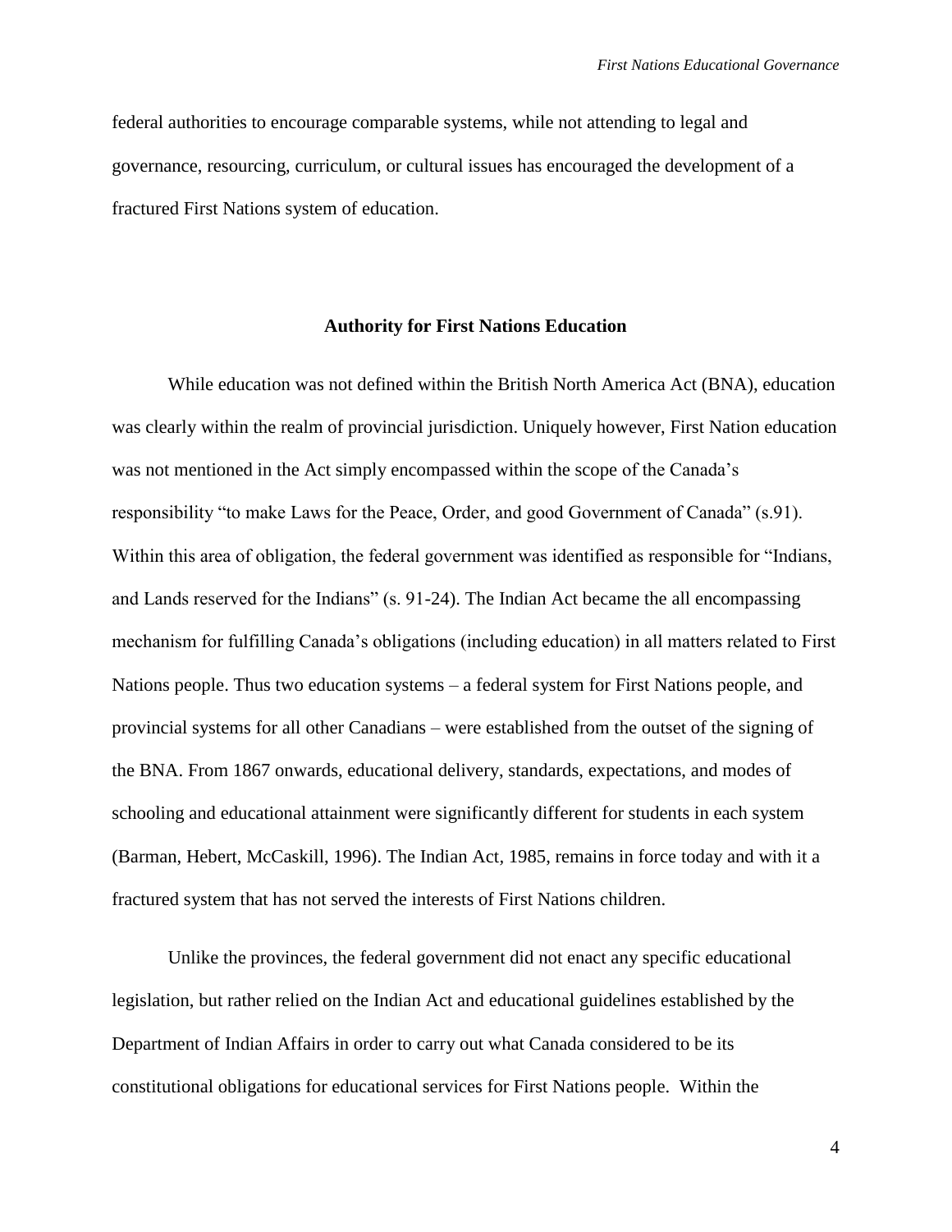federal authorities to encourage comparable systems, while not attending to legal and governance, resourcing, curriculum, or cultural issues has encouraged the development of a fractured First Nations system of education.

## Authority for First Nations Education

While education was not defined within the British North America Act (BNA), education was clearly within the realm of provincial jurisdiction. Uniquely however, First Nation education was not mentioned in the Act simply encompassed within the scope of the Canada's responsibility "to make Laws for the Peace, Order, and good Government of Canada" (s.91). Within this area of obligation, the federal government was identified as responsible for "Indians, and Lands reserved for the Indians" (s. 91-24). The Indian Act became the all encompassing mechanism for fulfilling Canada's obligations (including education) in all matters related to First Nations people. Thus two education systems – a federal system for First Nations people, and provincial systems for all other Canadians – were established from the outset of the signing of the BNA. From 1867 onwards, educational delivery, standards, expectations, and modes of schooling and educational attainment were significantly different for students in each system (Barman, Hebert, McCaskill, 1996). The Indian Act, 1985, remains in force today and with it a fractured system that has not served the interests of First Nations children.

Unlike the provinces, the federal government did not enact any specific educational legislation, but rather relied on the Indian Act and educational guidelines established by the Department of Indian Affairs in order to carry out what Canada considered to be its constitutional obligations for educational services for First Nations people. Within the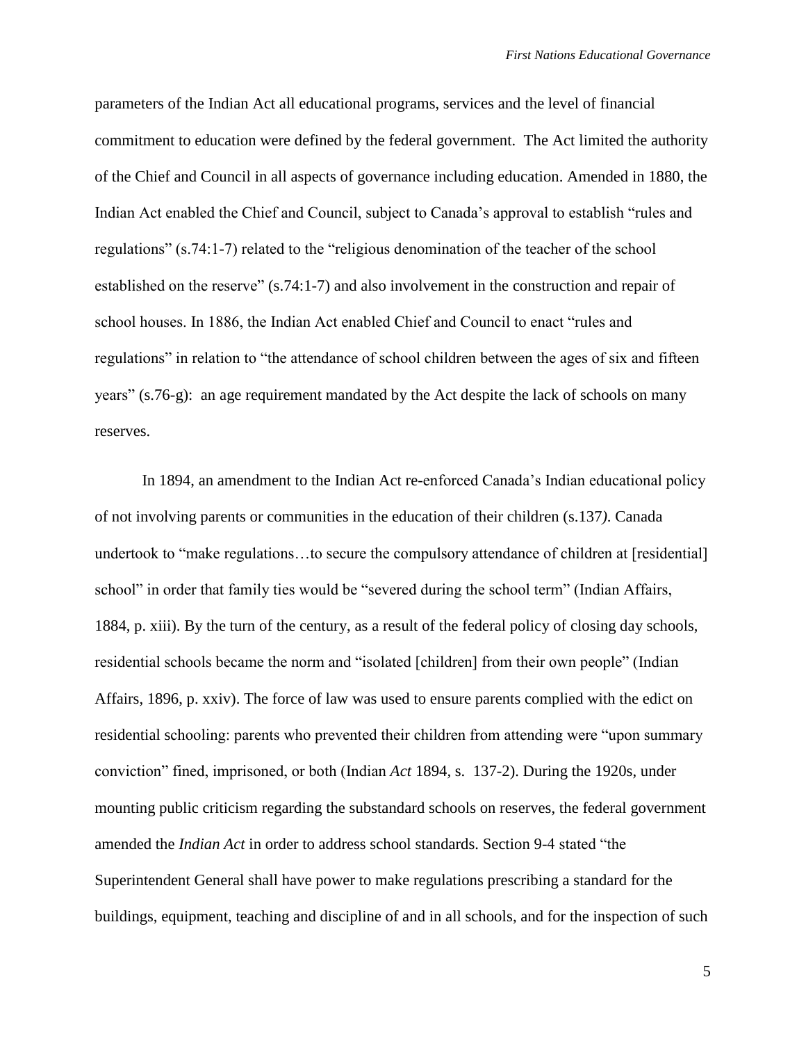parameters of the Indian Act all educational programs, services and the level of financial commitment to education were defined by the federal government. The Act limited the authority of the Chief and Council in all aspects of governance including education. Amended in 1880, the Indian Act enabled the Chief and Council, subject to Canada's approval to establish "rules and regulations" (s.74:1-7) related to the "religious denomination of the teacher of the school established on the reserve" (s.74:1-7) and also involvement in the construction and repair of school houses. In 1886, the Indian Act enabled Chief and Council to enact "rules and regulations" in relation to "the attendance of school children between the ages of six and fifteen years" (s.76-g): an age requirement mandated by the Act despite the lack of schools on many reserves.

In 1894, an amendment to the Indian Act re-enforced Canada's Indian educational policy of not involving parents or communities in the education of their children (s.137*)*. Canada undertook to "make regulations…to secure the compulsory attendance of children at [residential] school" in order that family ties would be "severed during the school term" (Indian Affairs, 1884, p. xiii). By the turn of the century, as a result of the federal policy of closing day schools, residential schools became the norm and "isolated [children] from their own people" (Indian Affairs, 1896, p. xxiv). The force of law was used to ensure parents complied with the edict on residential schooling: parents who prevented their children from attending were "upon summary conviction" fined, imprisoned, or both (Indian *Act* 1894*,* s. 137-2). During the 1920s, under mounting public criticism regarding the substandard schools on reserves, the federal government amended the *Indian Act* in order to address school standards. Section 9-4 stated "the Superintendent General shall have power to make regulations prescribing a standard for the buildings, equipment, teaching and discipline of and in all schools, and for the inspection of such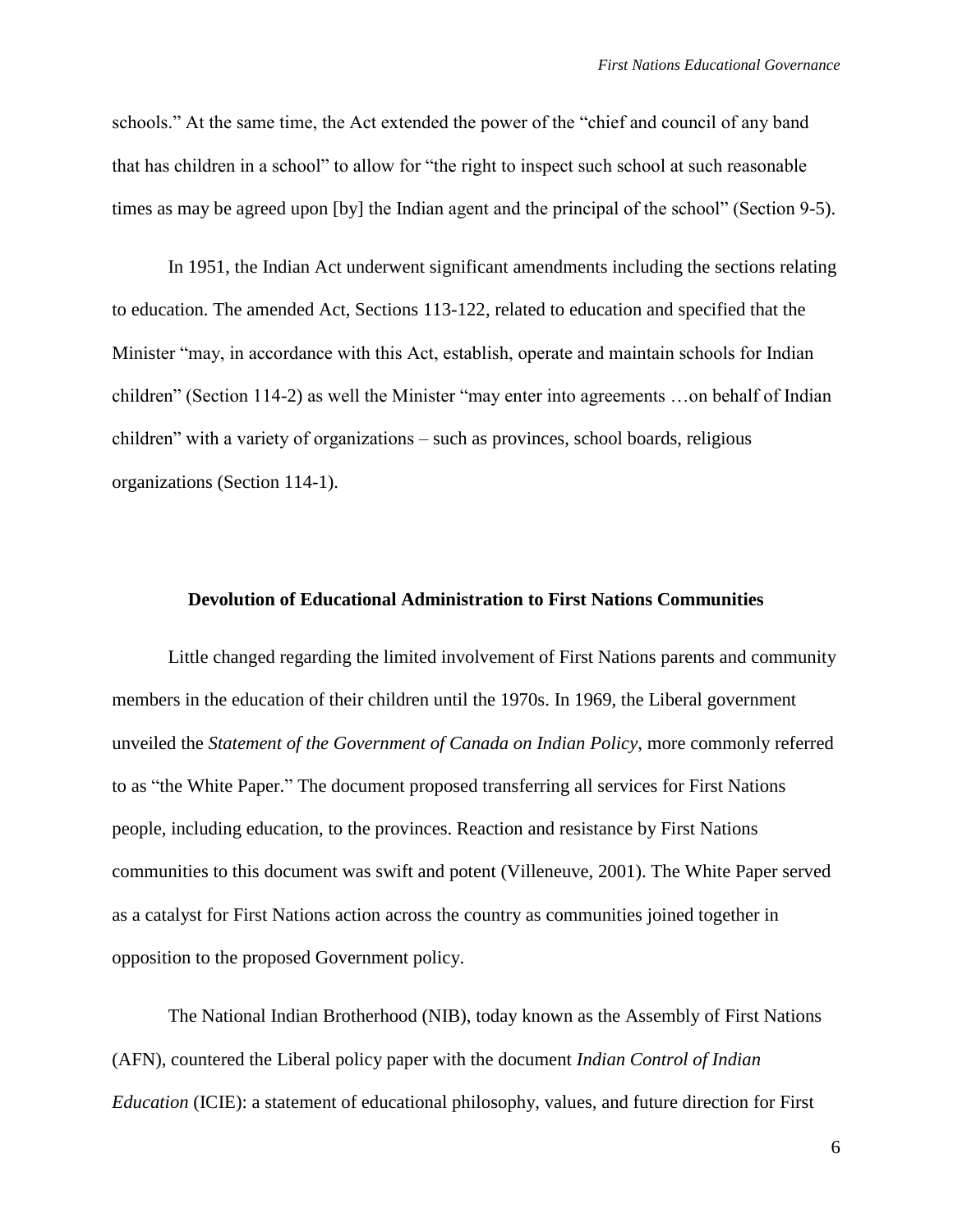schools." At the same time, the Act extended the power of the "chief and council of any band that has children in a school" to allow for "the right to inspect such school at such reasonable times as may be agreed upon [by] the Indian agent and the principal of the school" (Section 9-5).

In 1951, the Indian Act underwent significant amendments including the sections relating to education. The amended Act, Sections 113-122, related to education and specified that the Minister "may, in accordance with this Act, establish, operate and maintain schools for Indian children" (Section 114-2) as well the Minister "may enter into agreements …on behalf of Indian children" with a variety of organizations – such as provinces, school boards, religious organizations (Section 114-1).

## Devolution of Educational Administration to First Nations Communities

Little changed regarding the limited involvement of First Nations parents and community members in the education of their children until the 1970s. In 1969, the Liberal government unveiled the *Statement of the Government of Canada on Indian Policy*, more commonly referred to as "the White Paper." The document proposed transferring all services for First Nations people, including education, to the provinces. Reaction and resistance by First Nations communities to this document was swift and potent (Villeneuve, 2001). The White Paper served as a catalyst for First Nations action across the country as communities joined together in opposition to the proposed Government policy.

The National Indian Brotherhood (NIB), today known as the Assembly of First Nations (AFN), countered the Liberal policy paper with the document *Indian Control of Indian Education* (ICIE): a statement of educational philosophy, values, and future direction for First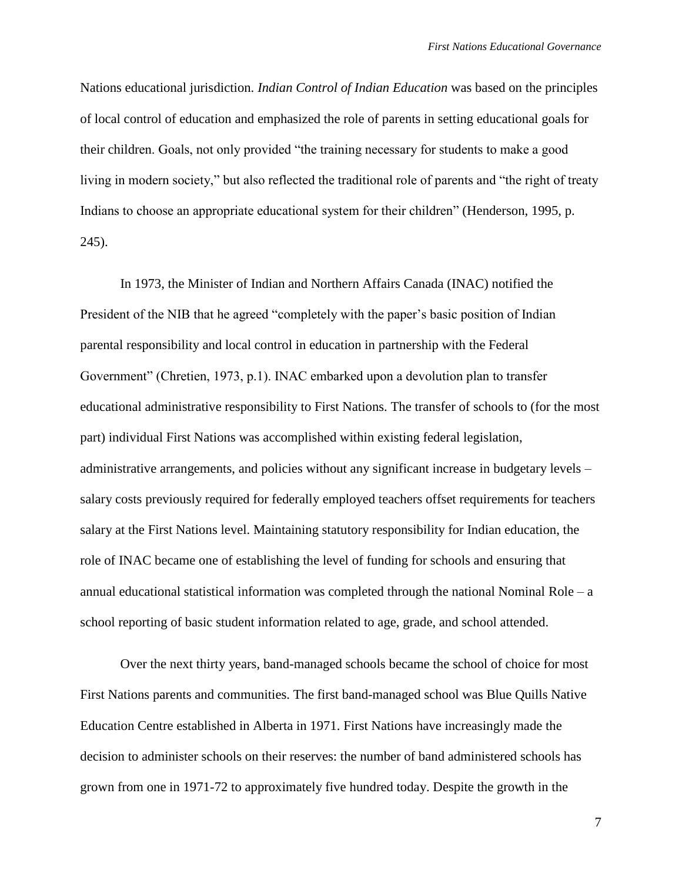Nations educational jurisdiction. *Indian Control of Indian Education* was based on the principles of local control of education and emphasized the role of parents in setting educational goals for their children. Goals, not only provided "the training necessary for students to make a good living in modern society," but also reflected the traditional role of parents and "the right of treaty Indians to choose an appropriate educational system for their children" (Henderson, 1995, p. 245).

In 1973, the Minister of Indian and Northern Affairs Canada (INAC) notified the President of the NIB that he agreed "completely with the paper's basic position of Indian parental responsibility and local control in education in partnership with the Federal Government" (Chretien, 1973, p.1). INAC embarked upon a devolution plan to transfer educational administrative responsibility to First Nations. The transfer of schools to (for the most part) individual First Nations was accomplished within existing federal legislation, administrative arrangements, and policies without any significant increase in budgetary levels – salary costs previously required for federally employed teachers offset requirements for teachers salary at the First Nations level. Maintaining statutory responsibility for Indian education, the role of INAC became one of establishing the level of funding for schools and ensuring that annual educational statistical information was completed through the national Nominal Role – a school reporting of basic student information related to age, grade, and school attended.

Over the next thirty years, band-managed schools became the school of choice for most First Nations parents and communities. The first band-managed school was Blue Quills Native Education Centre established in Alberta in 1971. First Nations have increasingly made the decision to administer schools on their reserves: the number of band administered schools has grown from one in 1971-72 to approximately five hundred today. Despite the growth in the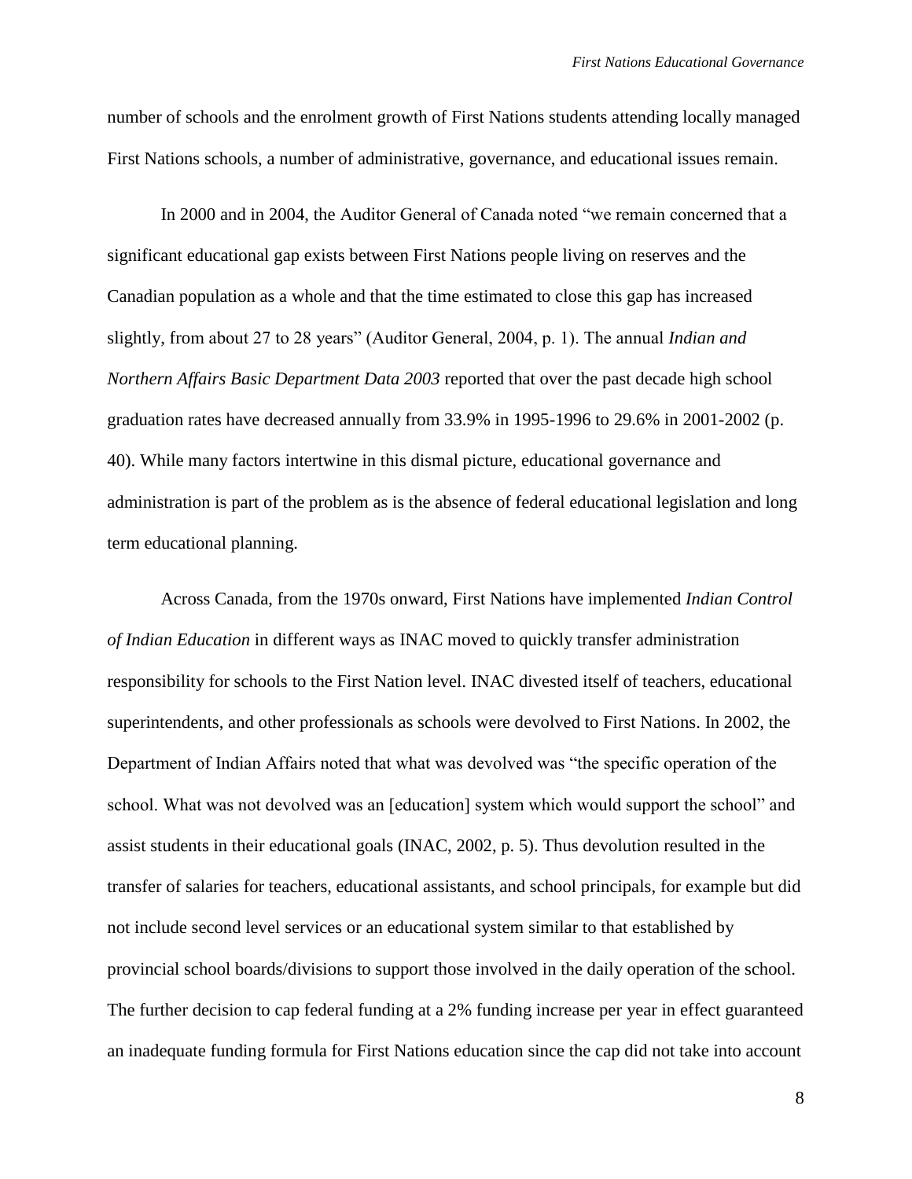number of schools and the enrolment growth of First Nations students attending locally managed First Nations schools, a number of administrative, governance, and educational issues remain.

In 2000 and in 2004, the Auditor General of Canada noted "we remain concerned that a significant educational gap exists between First Nations people living on reserves and the Canadian population as a whole and that the time estimated to close this gap has increased slightly, from about 27 to 28 years" (Auditor General, 2004, p. 1). The annual *Indian and Northern Affairs Basic Department Data 2003* reported that over the past decade high school graduation rates have decreased annually from 33.9% in 1995-1996 to 29.6% in 2001-2002 (p. 40). While many factors intertwine in this dismal picture, educational governance and administration is part of the problem as is the absence of federal educational legislation and long term educational planning.

Across Canada, from the 1970s onward, First Nations have implemented *Indian Control of Indian Education* in different ways as INAC moved to quickly transfer administration responsibility for schools to the First Nation level. INAC divested itself of teachers, educational superintendents, and other professionals as schools were devolved to First Nations. In 2002, the Department of Indian Affairs noted that what was devolved was "the specific operation of the school. What was not devolved was an [education] system which would support the school" and assist students in their educational goals (INAC, 2002, p. 5). Thus devolution resulted in the transfer of salaries for teachers, educational assistants, and school principals, for example but did not include second level services or an educational system similar to that established by provincial school boards/divisions to support those involved in the daily operation of the school. The further decision to cap federal funding at a 2% funding increase per year in effect guaranteed an inadequate funding formula for First Nations education since the cap did not take into account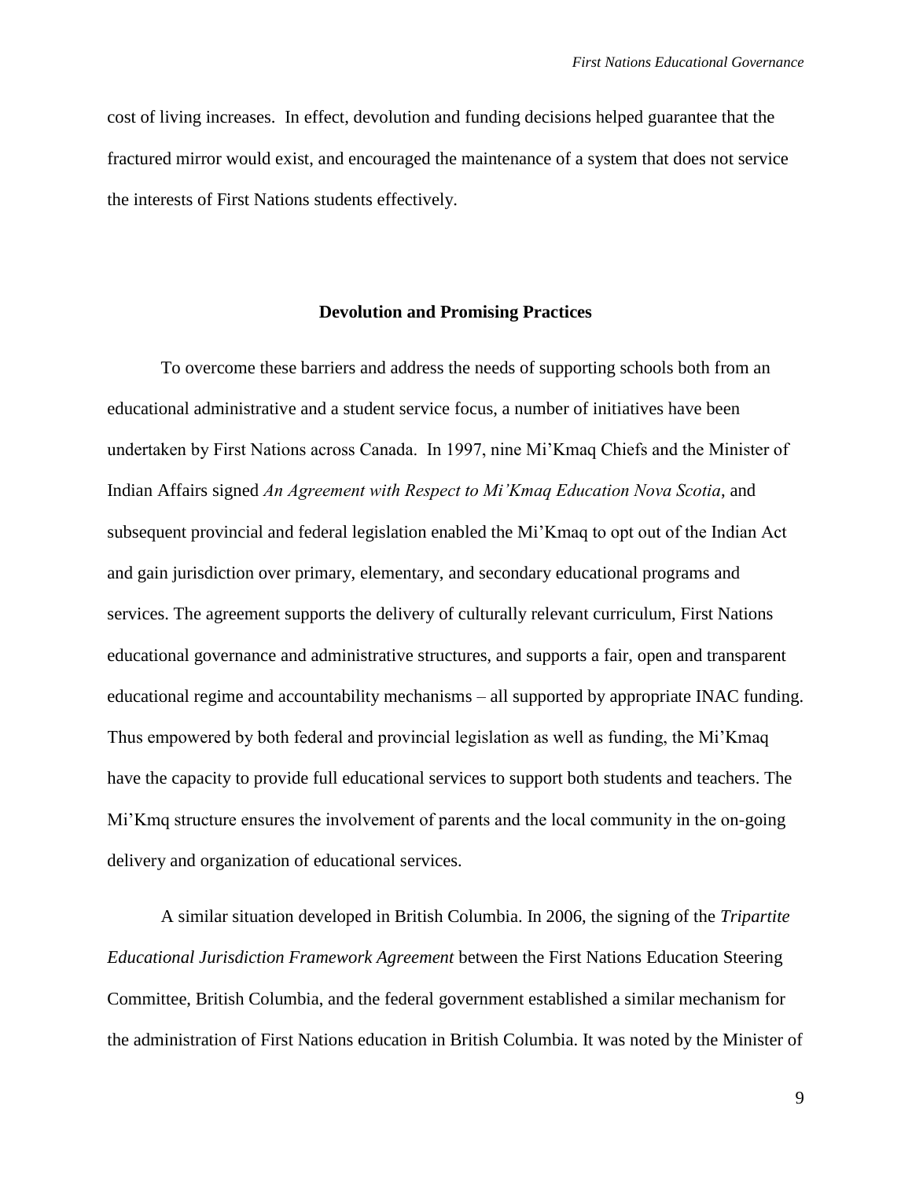cost of living increases. In effect, devolution and funding decisions helped guarantee that the fractured mirror would exist, and encouraged the maintenance of a system that does not service the interests of First Nations students effectively.

## Devolution and Promising Practices

To overcome these barriers and address the needs of supporting schools both from an educational administrative and a student service focus, a number of initiatives have been undertaken by First Nations across Canada. In 1997, nine Mi'Kmaq Chiefs and the Minister of Indian Affairs signed *An Agreement with Respect to Mi'Kmaq Education Nova Scotia*, and subsequent provincial and federal legislation enabled the Mi'Kmaq to opt out of the Indian Act and gain jurisdiction over primary, elementary, and secondary educational programs and services. The agreement supports the delivery of culturally relevant curriculum, First Nations educational governance and administrative structures, and supports a fair, open and transparent educational regime and accountability mechanisms – all supported by appropriate INAC funding. Thus empowered by both federal and provincial legislation as well as funding, the Mi'Kmaq have the capacity to provide full educational services to support both students and teachers. The Mi'Kmq structure ensures the involvement of parents and the local community in the on-going delivery and organization of educational services.

A similar situation developed in British Columbia. In 2006, the signing of the *Tripartite Educational Jurisdiction Framework Agreement* between the First Nations Education Steering Committee, British Columbia, and the federal government established a similar mechanism for the administration of First Nations education in British Columbia. It was noted by the Minister of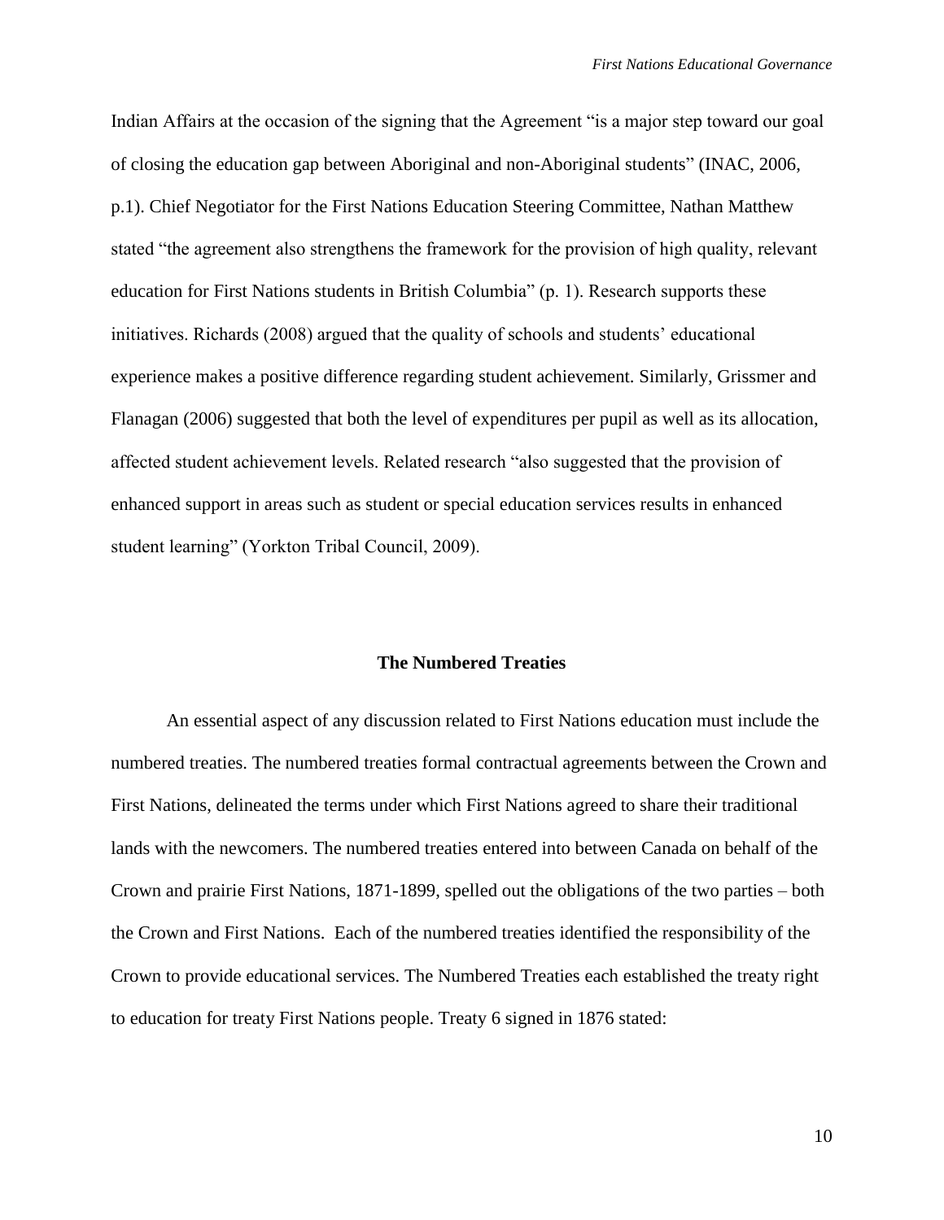Indian Affairs at the occasion of the signing that the Agreement "is a major step toward our goal of closing the education gap between Aboriginal and non-Aboriginal students" (INAC, 2006, p.1). Chief Negotiator for the First Nations Education Steering Committee, Nathan Matthew stated "the agreement also strengthens the framework for the provision of high quality, relevant education for First Nations students in British Columbia" (p. 1). Research supports these initiatives. Richards (2008) argued that the quality of schools and students' educational experience makes a positive difference regarding student achievement. Similarly, Grissmer and Flanagan (2006) suggested that both the level of expenditures per pupil as well as its allocation, affected student achievement levels. Related research "also suggested that the provision of enhanced support in areas such as student or special education services results in enhanced student learning" (Yorkton Tribal Council, 2009).

## The Numbered Treaties

An essential aspect of any discussion related to First Nations education must include the numbered treaties. The numbered treaties formal contractual agreements between the Crown and First Nations, delineated the terms under which First Nations agreed to share their traditional lands with the newcomers. The numbered treaties entered into between Canada on behalf of the Crown and prairie First Nations, 1871-1899, spelled out the obligations of the two parties – both the Crown and First Nations. Each of the numbered treaties identified the responsibility of the Crown to provide educational services. The Numbered Treaties each established the treaty right to education for treaty First Nations people. Treaty 6 signed in 1876 stated: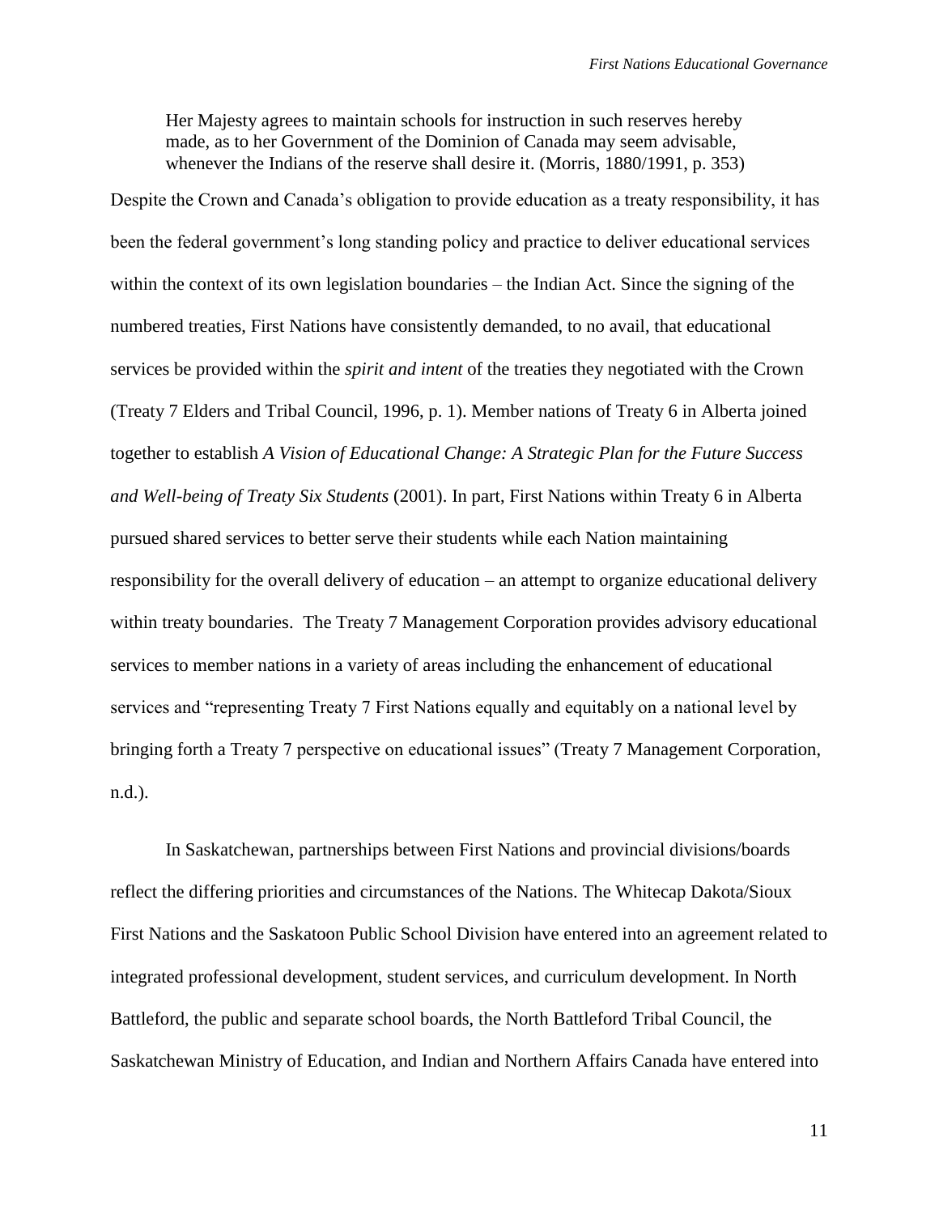> Her Majesty agrees to maintain schools for instruction in such reserves hereby made, as to her Government of the Dominion of Canada may seem advisable, whenever the Indians of the reserve shall desire it. (Morris, 1880/1991, p. 353)

Despite the Crown and Canada's obligation to provide education as a treaty responsibility, it has been the federal government's long standing policy and practice to deliver educational services within the context of its own legislation boundaries – the Indian Act. Since the signing of the numbered treaties, First Nations have consistently demanded, to no avail, that educational services be provided within the *spirit and intent* of the treaties they negotiated with the Crown (Treaty 7 Elders and Tribal Council, 1996, p. 1). Member nations of Treaty 6 in Alberta joined together to establish *A Vision of Educational Change: A Strategic Plan for the Future Success and Well-being of Treaty Six Students* (2001). In part, First Nations within Treaty 6 in Alberta pursued shared services to better serve their students while each Nation maintaining responsibility for the overall delivery of education – an attempt to organize educational delivery within treaty boundaries. The Treaty 7 Management Corporation provides advisory educational services to member nations in a variety of areas including the enhancement of educational services and "representing Treaty 7 First Nations equally and equitably on a national level by bringing forth a Treaty 7 perspective on educational issues" (Treaty 7 Management Corporation, n.d.).

In Saskatchewan, partnerships between First Nations and provincial divisions/boards reflect the differing priorities and circumstances of the Nations. The Whitecap Dakota/Sioux First Nations and the Saskatoon Public School Division have entered into an agreement related to integrated professional development, student services, and curriculum development. In North Battleford, the public and separate school boards, the North Battleford Tribal Council, the Saskatchewan Ministry of Education, and Indian and Northern Affairs Canada have entered into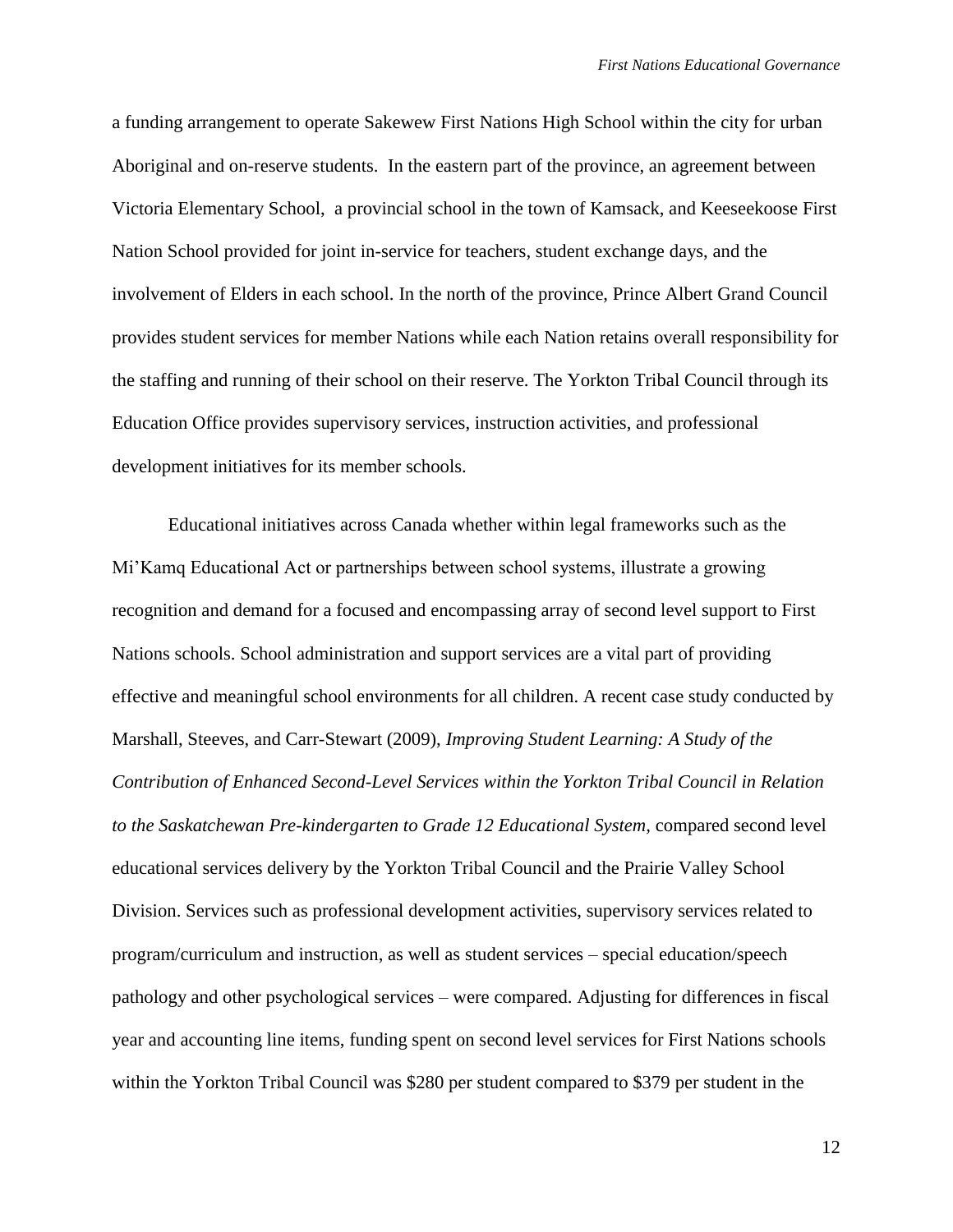a funding arrangement to operate Sakewew First Nations High School within the city for urban Aboriginal and on-reserve students. In the eastern part of the province, an agreement between Victoria Elementary School, a provincial school in the town of Kamsack, and Keeseekoose First Nation School provided for joint in-service for teachers, student exchange days, and the involvement of Elders in each school. In the north of the province, Prince Albert Grand Council provides student services for member Nations while each Nation retains overall responsibility for the staffing and running of their school on their reserve. The Yorkton Tribal Council through its Education Office provides supervisory services, instruction activities, and professional development initiatives for its member schools.

Educational initiatives across Canada whether within legal frameworks such as the Mi'Kamq Educational Act or partnerships between school systems, illustrate a growing recognition and demand for a focused and encompassing array of second level support to First Nations schools. School administration and support services are a vital part of providing effective and meaningful school environments for all children. A recent case study conducted by Marshall, Steeves, and Carr-Stewart (2009), *Improving Student Learning: A Study of the Contribution of Enhanced Second-Level Services within the Yorkton Tribal Council in Relation to the Saskatchewan Pre-kindergarten to Grade 12 Educational System,* compared second level educational services delivery by the Yorkton Tribal Council and the Prairie Valley School Division. Services such as professional development activities, supervisory services related to program/curriculum and instruction, as well as student services – special education/speech pathology and other psychological services – were compared. Adjusting for differences in fiscal year and accounting line items, funding spent on second level services for First Nations schools within the Yorkton Tribal Council was $280 per student compared to $379 per student in the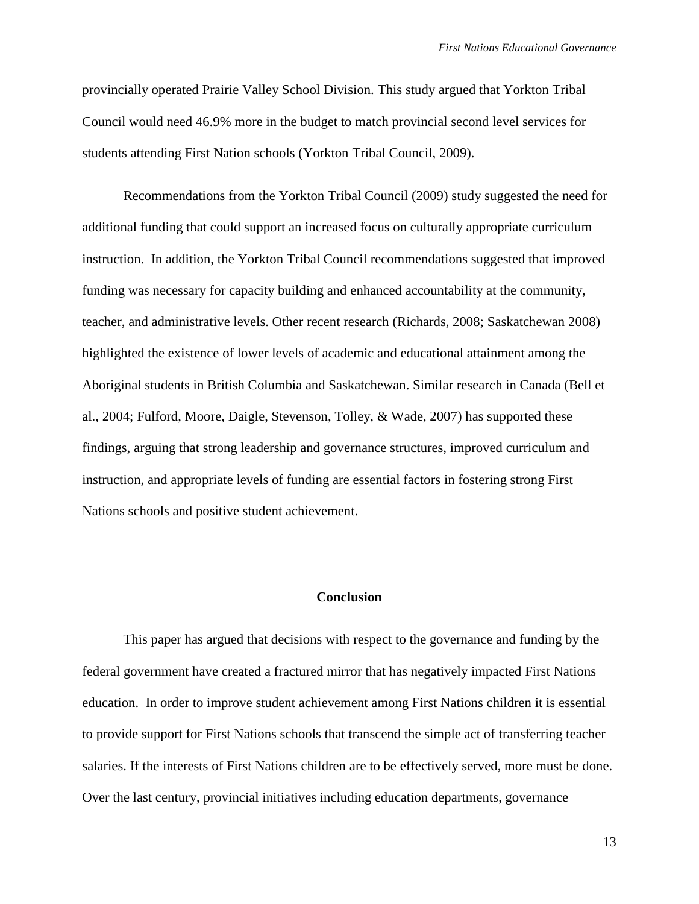provincially operated Prairie Valley School Division. This study argued that Yorkton Tribal Council would need 46.9% more in the budget to match provincial second level services for students attending First Nation schools (Yorkton Tribal Council, 2009).

Recommendations from the Yorkton Tribal Council (2009) study suggested the need for additional funding that could support an increased focus on culturally appropriate curriculum instruction. In addition, the Yorkton Tribal Council recommendations suggested that improved funding was necessary for capacity building and enhanced accountability at the community, teacher, and administrative levels. Other recent research (Richards, 2008; Saskatchewan 2008) highlighted the existence of lower levels of academic and educational attainment among the Aboriginal students in British Columbia and Saskatchewan. Similar research in Canada (Bell et al., 2004; Fulford, Moore, Daigle, Stevenson, Tolley, & Wade, 2007) has supported these findings, arguing that strong leadership and governance structures, improved curriculum and instruction, and appropriate levels of funding are essential factors in fostering strong First Nations schools and positive student achievement.

## Conclusion

This paper has argued that decisions with respect to the governance and funding by the federal government have created a fractured mirror that has negatively impacted First Nations education. In order to improve student achievement among First Nations children it is essential to provide support for First Nations schools that transcend the simple act of transferring teacher salaries. If the interests of First Nations children are to be effectively served, more must be done. Over the last century, provincial initiatives including education departments, governance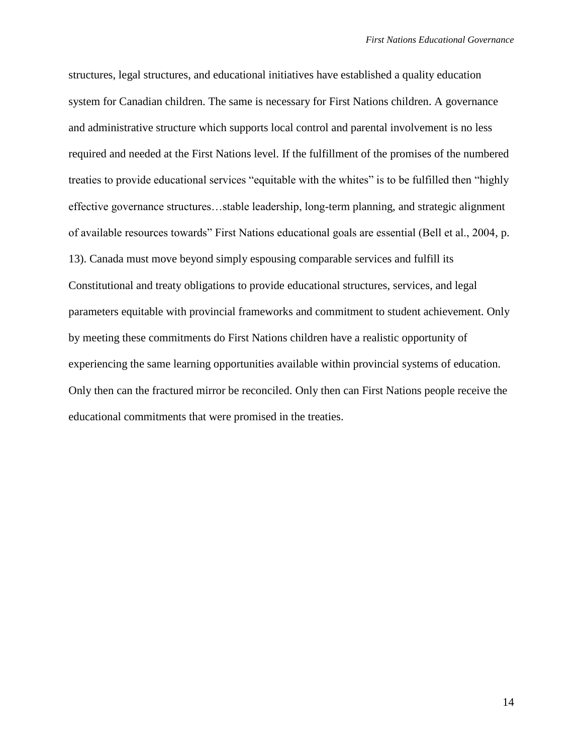structures, legal structures, and educational initiatives have established a quality education system for Canadian children. The same is necessary for First Nations children. A governance and administrative structure which supports local control and parental involvement is no less required and needed at the First Nations level. If the fulfillment of the promises of the numbered treaties to provide educational services "equitable with the whites" is to be fulfilled then "highly effective governance structures…stable leadership, long-term planning, and strategic alignment of available resources towards" First Nations educational goals are essential (Bell et al., 2004, p. 13). Canada must move beyond simply espousing comparable services and fulfill its Constitutional and treaty obligations to provide educational structures, services, and legal parameters equitable with provincial frameworks and commitment to student achievement. Only by meeting these commitments do First Nations children have a realistic opportunity of experiencing the same learning opportunities available within provincial systems of education. Only then can the fractured mirror be reconciled. Only then can First Nations people receive the educational commitments that were promised in the treaties.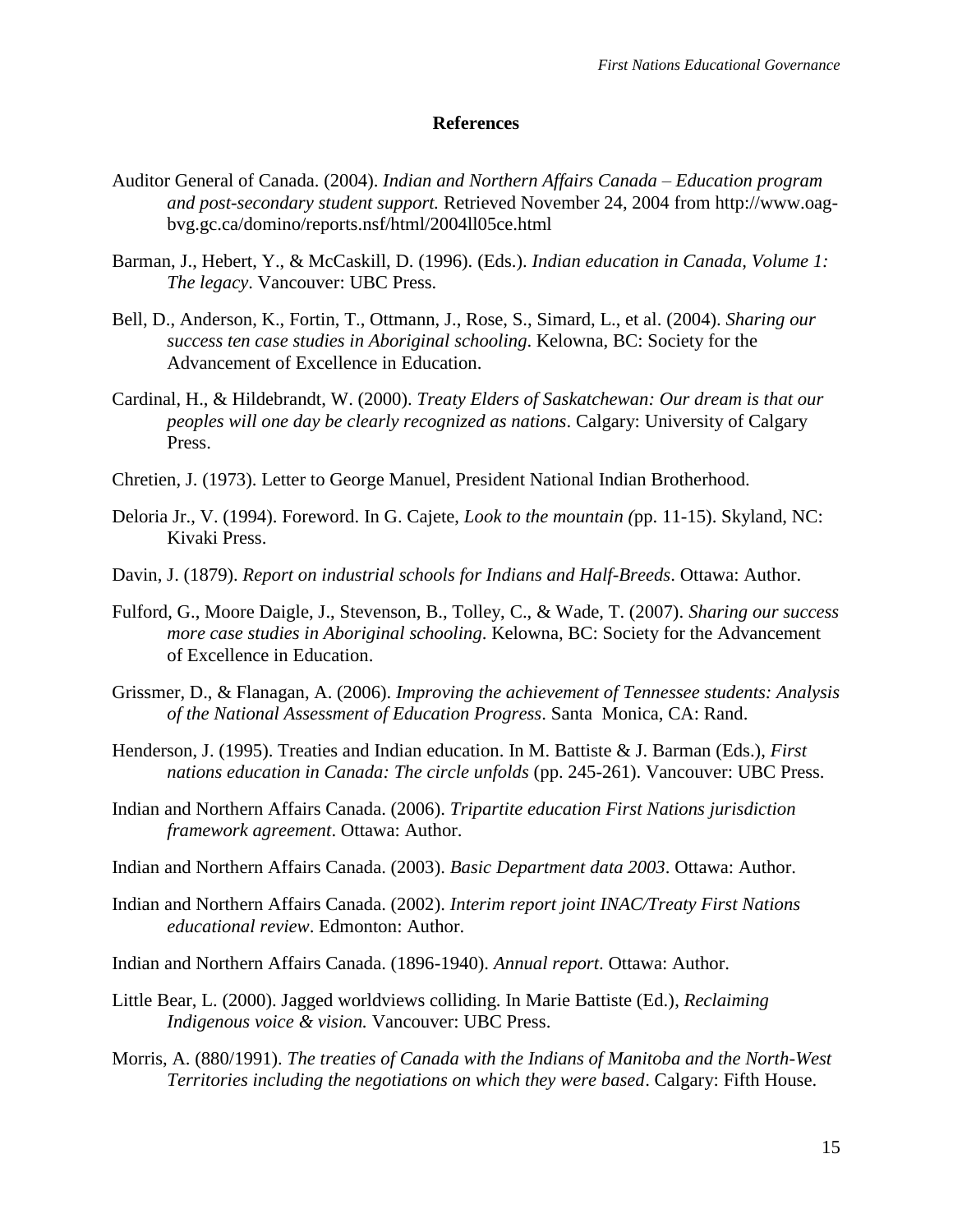## References

Auditor General of Canada. (2004). *Indian and Northern Affairs Canada – Education program and post-secondary student support.* Retrieved November 24, 2004 from http://www.oag-bvg.gc.ca/domino/reports.nsf/html/2004ll05ce.html

Barman, J., Hebert, Y., & McCaskill, D. (1996). (Eds.). *Indian education in Canada, Volume 1: The legacy*. Vancouver: UBC Press.

Bell, D., Anderson, K., Fortin, T., Ottmann, J., Rose, S., Simard, L., et al. (2004). *Sharing our success ten case studies in Aboriginal schooling*. Kelowna, BC: Society for the Advancement of Excellence in Education.

Cardinal, H., & Hildebrandt, W. (2000). *Treaty Elders of Saskatchewan: Our dream is that our peoples will one day be clearly recognized as nations*. Calgary: University of Calgary Press.

Chretien, J. (1973). Letter to George Manuel, President National Indian Brotherhood.

Deloria Jr., V. (1994). Foreword. In G. Cajete, *Look to the mountain (*pp. 11-15). Skyland, NC: Kivaki Press.

Davin, J. (1879). *Report on industrial schools for Indians and Half-Breeds*. Ottawa: Author.

Fulford, G., Moore Daigle, J., Stevenson, B., Tolley, C., & Wade, T. (2007). *Sharing our success more case studies in Aboriginal schooling*. Kelowna, BC: Society for the Advancement of Excellence in Education.

Grissmer, D., & Flanagan, A. (2006). *Improving the achievement of Tennessee students: Analysis of the National Assessment of Education Progress*. Santa Monica, CA: Rand.

Henderson, J. (1995). Treaties and Indian education. In M. Battiste & J. Barman (Eds.), *First nations education in Canada: The circle unfolds* (pp. 245-261). Vancouver: UBC Press.

Indian and Northern Affairs Canada. (2006). *Tripartite education First Nations jurisdiction framework agreement*. Ottawa: Author.

Indian and Northern Affairs Canada. (2003). *Basic Department data 2003*. Ottawa: Author.

Indian and Northern Affairs Canada. (2002). *Interim report joint INAC/Treaty First Nations educational review*. Edmonton: Author.

Indian and Northern Affairs Canada. (1896-1940). *Annual report*. Ottawa: Author.

Little Bear, L. (2000). Jagged worldviews colliding. In Marie Battiste (Ed.), *Reclaiming Indigenous voice & vision.* Vancouver: UBC Press.

Morris, A. (880/1991). *The treaties of Canada with the Indians of Manitoba and the North-West Territories including the negotiations on which they were based*. Calgary: Fifth House.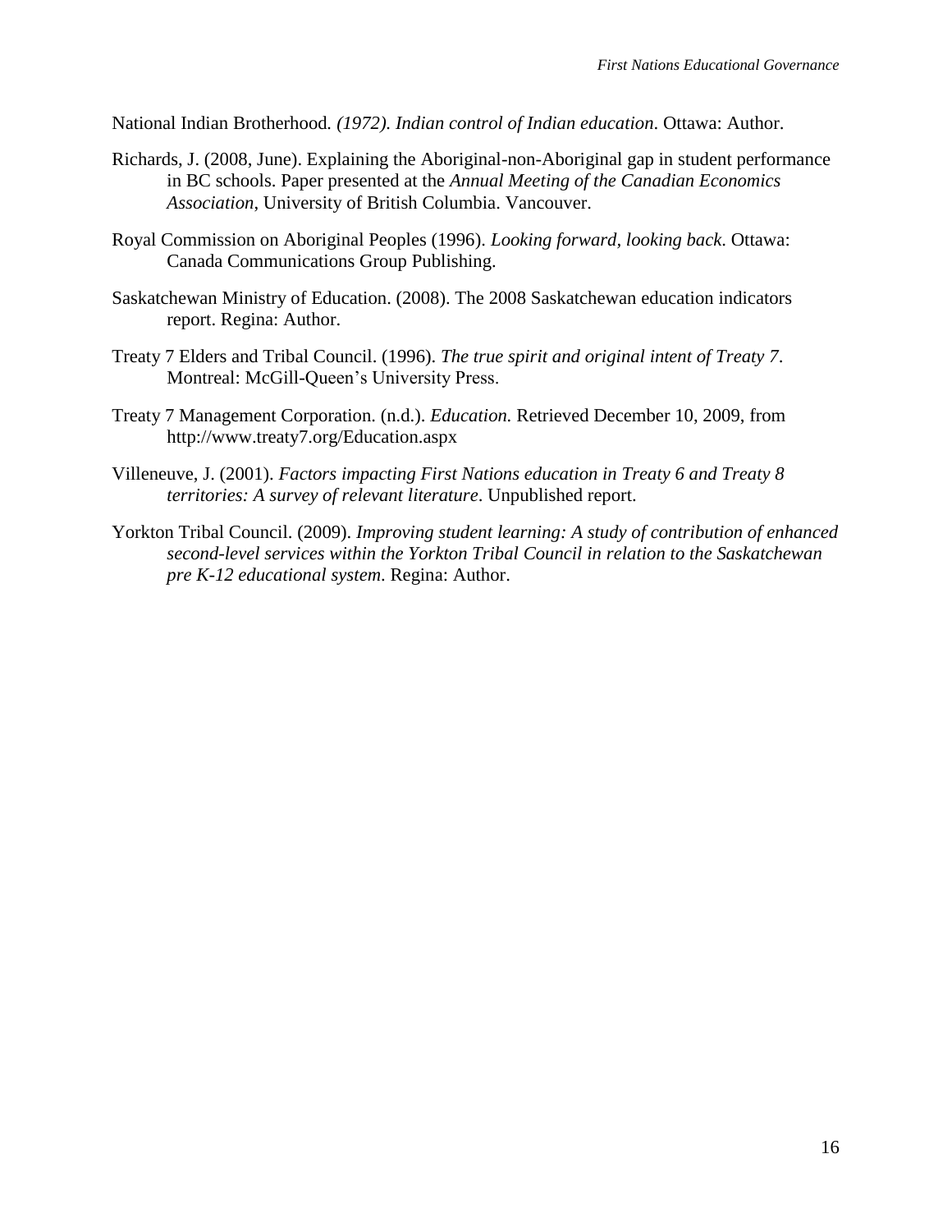National Indian Brotherhood*. (1972). Indian control of Indian education*. Ottawa: Author.

Richards, J. (2008, June). Explaining the Aboriginal-non-Aboriginal gap in student performance in BC schools. Paper presented at the *Annual Meeting of the Canadian Economics Association*, University of British Columbia. Vancouver.

Royal Commission on Aboriginal Peoples (1996). *Looking forward, looking back*. Ottawa: Canada Communications Group Publishing.

Saskatchewan Ministry of Education. (2008). The 2008 Saskatchewan education indicators report. Regina: Author.

Treaty 7 Elders and Tribal Council. (1996). *The true spirit and original intent of Treaty 7*. Montreal: McGill-Queen's University Press.

Treaty 7 Management Corporation. (n.d.). *Education.* Retrieved December 10, 2009, from http://www.treaty7.org/Education.aspx

Villeneuve, J. (2001). *Factors impacting First Nations education in Treaty 6 and Treaty 8 territories: A survey of relevant literature*. Unpublished report.

Yorkton Tribal Council. (2009). *Improving student learning: A study of contribution of enhanced second-level services within the Yorkton Tribal Council in relation to the Saskatchewan pre K-12 educational system*. Regina: Author.